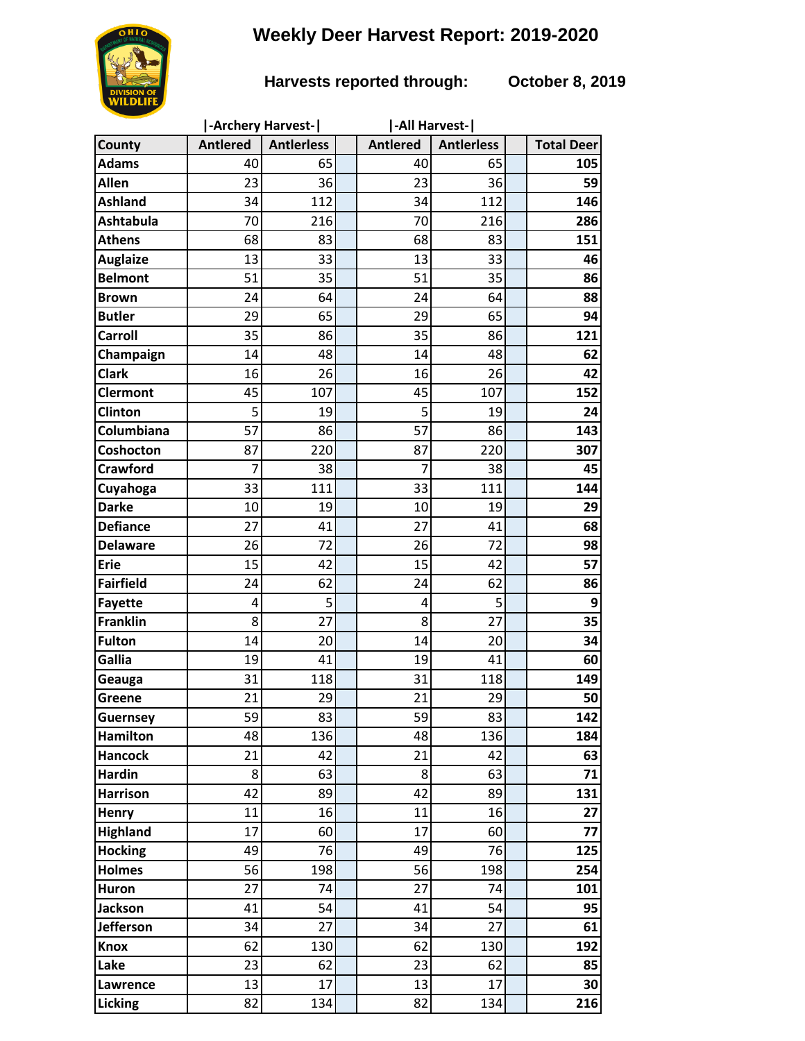# Weekly Deer Harvest Report: 2019-2020

**Harvests reported through: October 8, 2019**

| | \|-Archery Harvest-\| | | | \|-All Harvest-\| | | | |
|---|---|---|---|---|---|---|---|
| **County** | **Antlered** | **Antlerless** | | **Antlered** | **Antlerless** | | **Total Deer** |
| **Adams** | 40 | 65 | | 40 | 65 | | **105** |
| **Allen** | 23 | 36 | | 23 | 36 | | **59** |
| **Ashland** | 34 | 112 | | 34 | 112 | | **146** |
| **Ashtabula** | 70 | 216 | | 70 | 216 | | **286** |
| **Athens** | 68 | 83 | | 68 | 83 | | **151** |
| **Auglaize** | 13 | 33 | | 13 | 33 | | **46** |
| **Belmont** | 51 | 35 | | 51 | 35 | | **86** |
| **Brown** | 24 | 64 | | 24 | 64 | | **88** |
| **Butler** | 29 | 65 | | 29 | 65 | | **94** |
| **Carroll** | 35 | 86 | | 35 | 86 | | **121** |
| **Champaign** | 14 | 48 | | 14 | 48 | | **62** |
| **Clark** | 16 | 26 | | 16 | 26 | | **42** |
| **Clermont** | 45 | 107 | | 45 | 107 | | **152** |
| **Clinton** | 5 | 19 | | 5 | 19 | | **24** |
| **Columbiana** | 57 | 86 | | 57 | 86 | | **143** |
| **Coshocton** | 87 | 220 | | 87 | 220 | | **307** |
| **Crawford** | 7 | 38 | | 7 | 38 | | **45** |
| **Cuyahoga** | 33 | 111 | | 33 | 111 | | **144** |
| **Darke** | 10 | 19 | | 10 | 19 | | **29** |
| **Defiance** | 27 | 41 | | 27 | 41 | | **68** |
| **Delaware** | 26 | 72 | | 26 | 72 | | **98** |
| **Erie** | 15 | 42 | | 15 | 42 | | **57** |
| **Fairfield** | 24 | 62 | | 24 | 62 | | **86** |
| **Fayette** | 4 | 5 | | 4 | 5 | | **9** |
| **Franklin** | 8 | 27 | | 8 | 27 | | **35** |
| **Fulton** | 14 | 20 | | 14 | 20 | | **34** |
| **Gallia** | 19 | 41 | | 19 | 41 | | **60** |
| **Geauga** | 31 | 118 | | 31 | 118 | | **149** |
| **Greene** | 21 | 29 | | 21 | 29 | | **50** |
| **Guernsey** | 59 | 83 | | 59 | 83 | | **142** |
| **Hamilton** | 48 | 136 | | 48 | 136 | | **184** |
| **Hancock** | 21 | 42 | | 21 | 42 | | **63** |
| **Hardin** | 8 | 63 | | 8 | 63 | | **71** |
| **Harrison** | 42 | 89 | | 42 | 89 | | **131** |
| **Henry** | 11 | 16 | | 11 | 16 | | **27** |
| **Highland** | 17 | 60 | | 17 | 60 | | **77** |
| **Hocking** | 49 | 76 | | 49 | 76 | | **125** |
| **Holmes** | 56 | 198 | | 56 | 198 | | **254** |
| **Huron** | 27 | 74 | | 27 | 74 | | **101** |
| **Jackson** | 41 | 54 | | 41 | 54 | | **95** |
| **Jefferson** | 34 | 27 | | 34 | 27 | | **61** |
| **Knox** | 62 | 130 | | 62 | 130 | | **192** |
| **Lake** | 23 | 62 | | 23 | 62 | | **85** |
| **Lawrence** | 13 | 17 | | 13 | 17 | | **30** |
| **Licking** | 82 | 134 | | 82 | 134 | | **216** |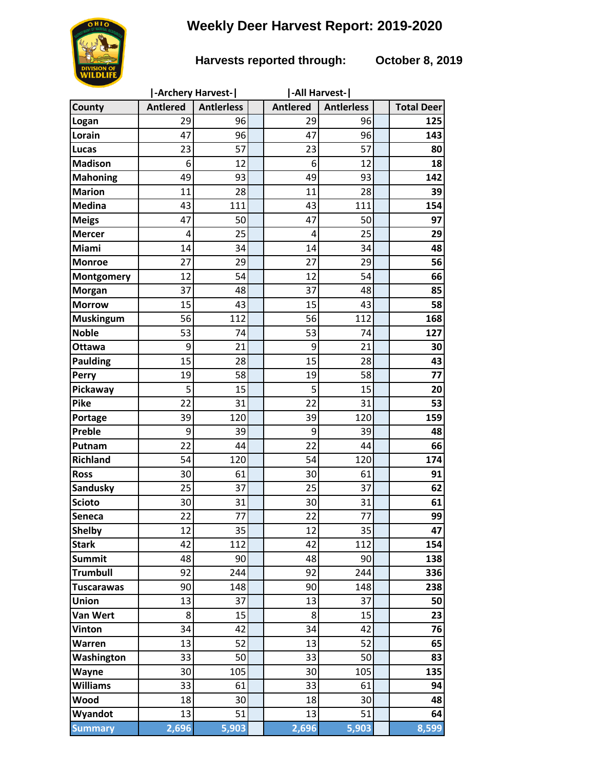# Weekly Deer Harvest Report: 2019-2020

**Harvests reported through:** October 8, 2019

| | Archery Harvest | | | All Harvest | | | |
|---|---|---|---|---|---|---|---|
| **County** | **Antlered** | **Antlerless** | | **Antlered** | **Antlerless** | | **Total Deer** |
| **Logan** | 29 | 96 | | 29 | 96 | | **125** |
| **Lorain** | 47 | 96 | | 47 | 96 | | **143** |
| **Lucas** | 23 | 57 | | 23 | 57 | | **80** |
| **Madison** | 6 | 12 | | 6 | 12 | | **18** |
| **Mahoning** | 49 | 93 | | 49 | 93 | | **142** |
| **Marion** | 11 | 28 | | 11 | 28 | | **39** |
| **Medina** | 43 | 111 | | 43 | 111 | | **154** |
| **Meigs** | 47 | 50 | | 47 | 50 | | **97** |
| **Mercer** | 4 | 25 | | 4 | 25 | | **29** |
| **Miami** | 14 | 34 | | 14 | 34 | | **48** |
| **Monroe** | 27 | 29 | | 27 | 29 | | **56** |
| **Montgomery** | 12 | 54 | | 12 | 54 | | **66** |
| **Morgan** | 37 | 48 | | 37 | 48 | | **85** |
| **Morrow** | 15 | 43 | | 15 | 43 | | **58** |
| **Muskingum** | 56 | 112 | | 56 | 112 | | **168** |
| **Noble** | 53 | 74 | | 53 | 74 | | **127** |
| **Ottawa** | 9 | 21 | | 9 | 21 | | **30** |
| **Paulding** | 15 | 28 | | 15 | 28 | | **43** |
| **Perry** | 19 | 58 | | 19 | 58 | | **77** |
| **Pickaway** | 5 | 15 | | 5 | 15 | | **20** |
| **Pike** | 22 | 31 | | 22 | 31 | | **53** |
| **Portage** | 39 | 120 | | 39 | 120 | | **159** |
| **Preble** | 9 | 39 | | 9 | 39 | | **48** |
| **Putnam** | 22 | 44 | | 22 | 44 | | **66** |
| **Richland** | 54 | 120 | | 54 | 120 | | **174** |
| **Ross** | 30 | 61 | | 30 | 61 | | **91** |
| **Sandusky** | 25 | 37 | | 25 | 37 | | **62** |
| **Scioto** | 30 | 31 | | 30 | 31 | | **61** |
| **Seneca** | 22 | 77 | | 22 | 77 | | **99** |
| **Shelby** | 12 | 35 | | 12 | 35 | | **47** |
| **Stark** | 42 | 112 | | 42 | 112 | | **154** |
| **Summit** | 48 | 90 | | 48 | 90 | | **138** |
| **Trumbull** | 92 | 244 | | 92 | 244 | | **336** |
| **Tuscarawas** | 90 | 148 | | 90 | 148 | | **238** |
| **Union** | 13 | 37 | | 13 | 37 | | **50** |
| **Van Wert** | 8 | 15 | | 8 | 15 | | **23** |
| **Vinton** | 34 | 42 | | 34 | 42 | | **76** |
| **Warren** | 13 | 52 | | 13 | 52 | | **65** |
| **Washington** | 33 | 50 | | 33 | 50 | | **83** |
| **Wayne** | 30 | 105 | | 30 | 105 | | **135** |
| **Williams** | 33 | 61 | | 33 | 61 | | **94** |
| **Wood** | 18 | 30 | | 18 | 30 | | **48** |
| **Wyandot** | 13 | 51 | | 13 | 51 | | **64** |
| **Summary** | **2,696** | **5,903** | | **2,696** | **5,903** | | **8,599** |